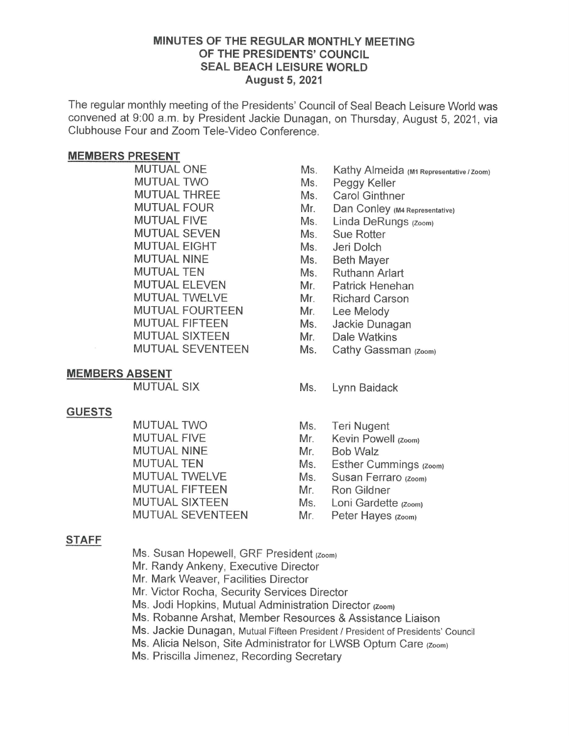# MINUTES OF THE REGULAR MONTHLY MEETING OF THE PRESIDENTS' COUNCIL SEAL BEACH LEISURE WORLD

## August 5, 2021

The regular monthly meeting of the Presidents' Council of Seal Beach Leisure World was convened at 9:00 a.m. by President Jackie Dunagan, on Thursday, August 5, 2021, via Clubhouse Four and Zoom Tele-Video Conference.

### MEMBERS PRESENT

| | | |
|---|---|---|
| MUTUAL ONE | Ms. | Kathy Almeida (M1 Representative / Zoom) |
| MUTUAL TWO | Ms. | Peggy Keller |
| MUTUAL THREE | Ms. | Carol Ginthner |
| MUTUAL FOUR | Mr. | Dan Conley (M4 Representative) |
| MUTUAL FIVE | Ms. | Linda DeRungs (Zoom) |
| MUTUAL SEVEN | Ms. | Sue Rotter |
| MUTUAL EIGHT | Ms. | Jeri Dolch |
| MUTUAL NINE | Ms. | Beth Mayer |
| MUTUAL TEN | Ms. | Ruthann Arlart |
| MUTUAL ELEVEN | Mr. | Patrick Henehan |
| MUTUAL TWELVE | Mr. | Richard Carson |
| MUTUAL FOURTEEN | Mr. | Lee Melody |
| MUTUAL FIFTEEN | Ms. | Jackie Dunagan |
| MUTUAL SIXTEEN | Mr. | Dale Watkins |
| MUTUAL SEVENTEEN | Ms. | Cathy Gassman (Zoom) |

### MEMBERS ABSENT

| | | |
|---|---|---|
| MUTUAL SIX | Ms. | Lynn Baidack |

### GUESTS

| | | |
|---|---|---|
| MUTUAL TWO | Ms. | Teri Nugent |
| MUTUAL FIVE | Mr. | Kevin Powell (Zoom) |
| MUTUAL NINE | Mr. | Bob Walz |
| MUTUAL TEN | Ms. | Esther Cummings (Zoom) |
| MUTUAL TWELVE | Ms. | Susan Ferraro (Zoom) |
| MUTUAL FIFTEEN | Mr. | Ron Gildner |
| MUTUAL SIXTEEN | Ms. | Loni Gardette (Zoom) |
| MUTUAL SEVENTEEN | Mr. | Peter Hayes (Zoom) |

### STAFF

Ms. Susan Hopewell, GRF President (Zoom)
Mr. Randy Ankeny, Executive Director
Mr. Mark Weaver, Facilities Director
Mr. Victor Rocha, Security Services Director
Ms. Jodi Hopkins, Mutual Administration Director (Zoom)
Ms. Robanne Arshat, Member Resources & Assistance Liaison
Ms. Jackie Dunagan, Mutual Fifteen President / President of Presidents' Council
Ms. Alicia Nelson, Site Administrator for LWSB Optum Care (Zoom)
Ms. Priscilla Jimenez, Recording Secretary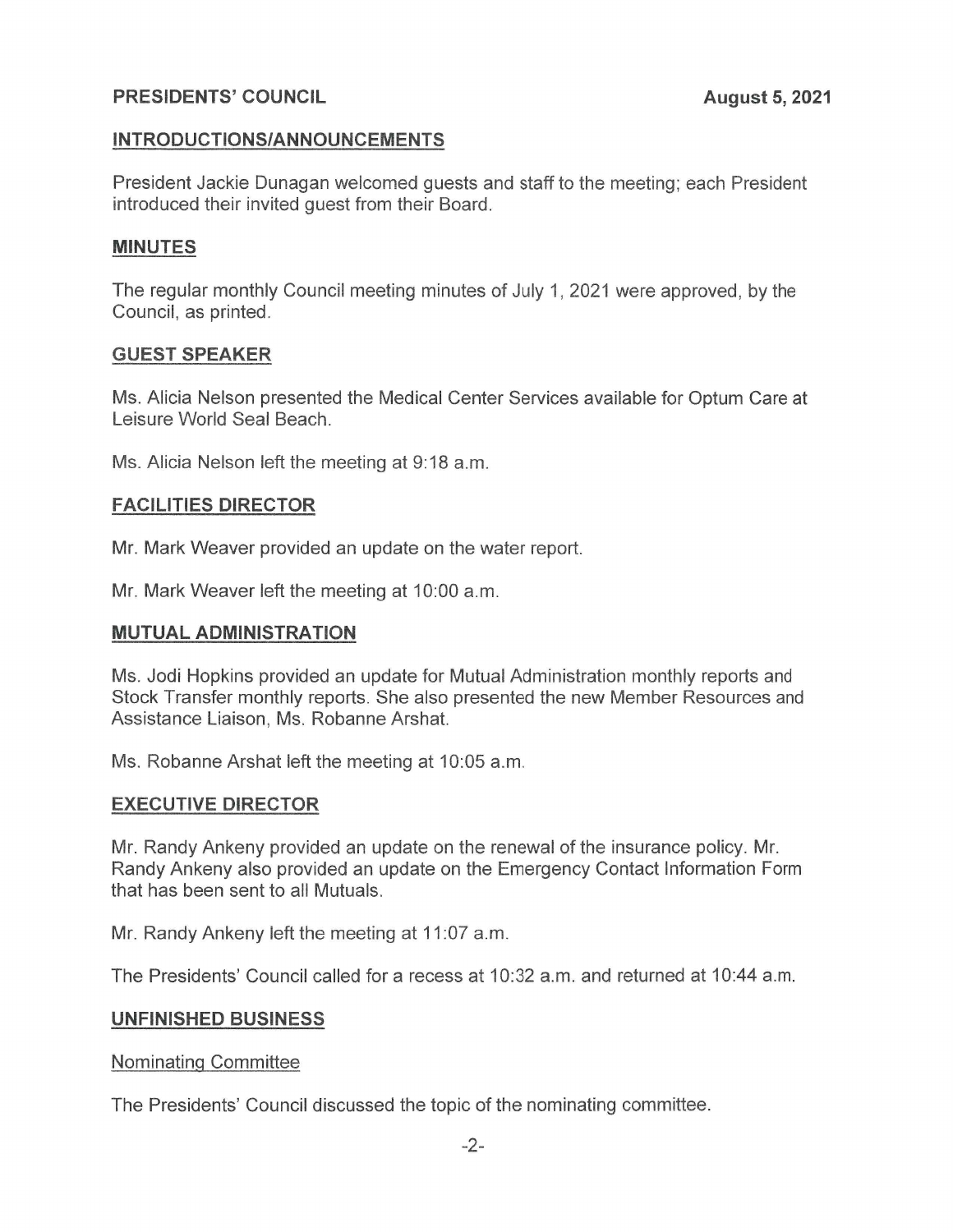**PRESIDENTS' COUNCIL** **August 5, 2021**

## INTRODUCTIONS/ANNOUNCEMENTS

President Jackie Dunagan welcomed guests and staff to the meeting; each President introduced their invited guest from their Board.

## MINUTES

The regular monthly Council meeting minutes of July 1, 2021 were approved, by the Council, as printed.

## GUEST SPEAKER

Ms. Alicia Nelson presented the Medical Center Services available for Optum Care at Leisure World Seal Beach.

Ms. Alicia Nelson left the meeting at 9:18 a.m.

## FACILITIES DIRECTOR

Mr. Mark Weaver provided an update on the water report.

Mr. Mark Weaver left the meeting at 10:00 a.m.

## MUTUAL ADMINISTRATION

Ms. Jodi Hopkins provided an update for Mutual Administration monthly reports and Stock Transfer monthly reports. She also presented the new Member Resources and Assistance Liaison, Ms. Robanne Arshat.

Ms. Robanne Arshat left the meeting at 10:05 a.m.

## EXECUTIVE DIRECTOR

Mr. Randy Ankeny provided an update on the renewal of the insurance policy. Mr. Randy Ankeny also provided an update on the Emergency Contact Information Form that has been sent to all Mutuals.

Mr. Randy Ankeny left the meeting at 11:07 a.m.

The Presidents' Council called for a recess at 10:32 a.m. and returned at 10:44 a.m.

## UNFINISHED BUSINESS

### Nominating Committee

The Presidents' Council discussed the topic of the nominating committee.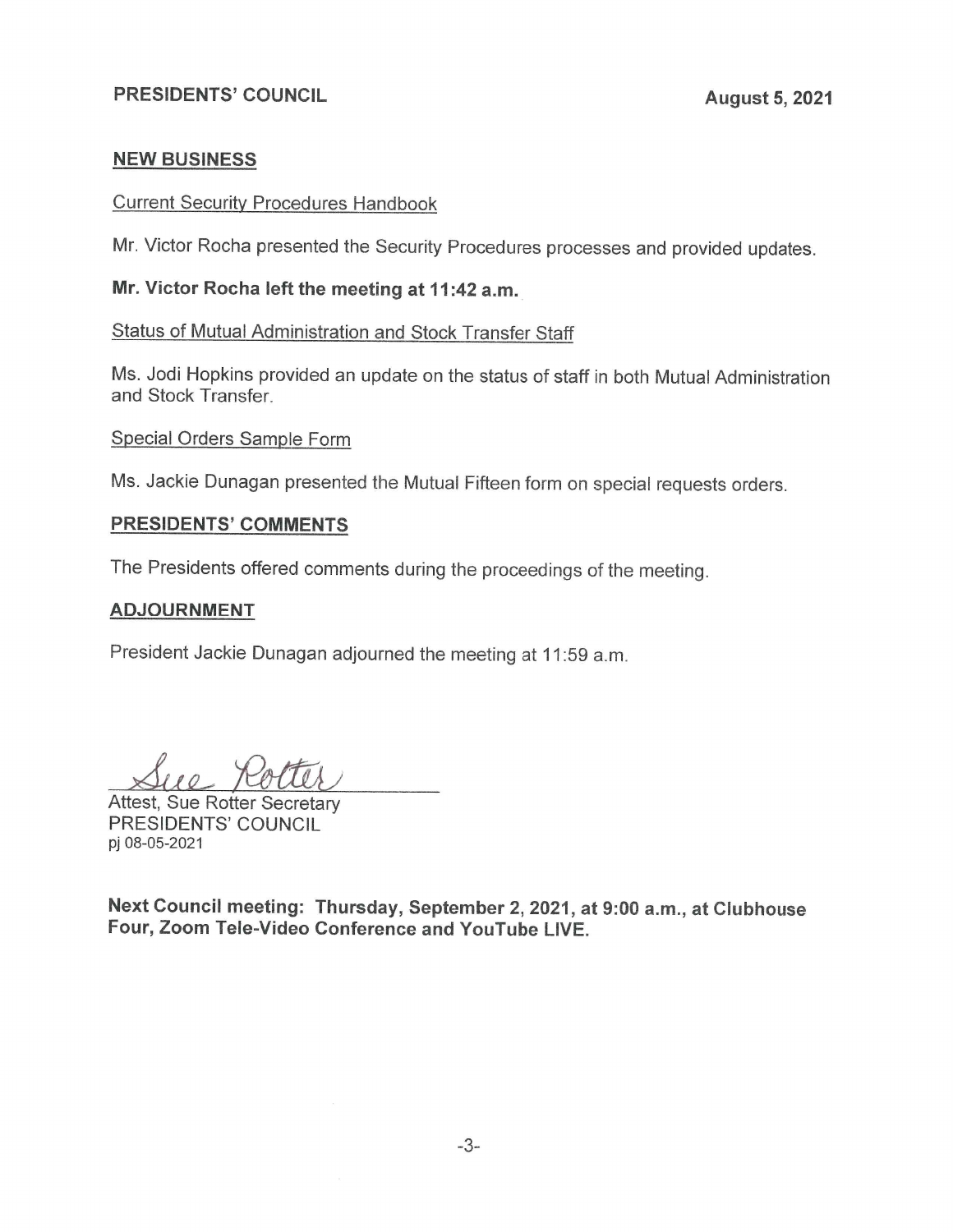**PRESIDENTS' COUNCIL** **August 5, 2021**

## NEW BUSINESS

Current Security Procedures Handbook

Mr. Victor Rocha presented the Security Procedures processes and provided updates.

**Mr. Victor Rocha left the meeting at 11:42 a.m.**

Status of Mutual Administration and Stock Transfer Staff

Ms. Jodi Hopkins provided an update on the status of staff in both Mutual Administration and Stock Transfer.

Special Orders Sample Form

Ms. Jackie Dunagan presented the Mutual Fifteen form on special requests orders.

## PRESIDENTS' COMMENTS

The Presidents offered comments during the proceedings of the meeting.

## ADJOURNMENT

President Jackie Dunagan adjourned the meeting at 11:59 a.m.

Sue Rotter

Attest, Sue Rotter Secretary
PRESIDENTS' COUNCIL
pj 08-05-2021

**Next Council meeting: Thursday, September 2, 2021, at 9:00 a.m., at Clubhouse Four, Zoom Tele-Video Conference and YouTube LIVE.**